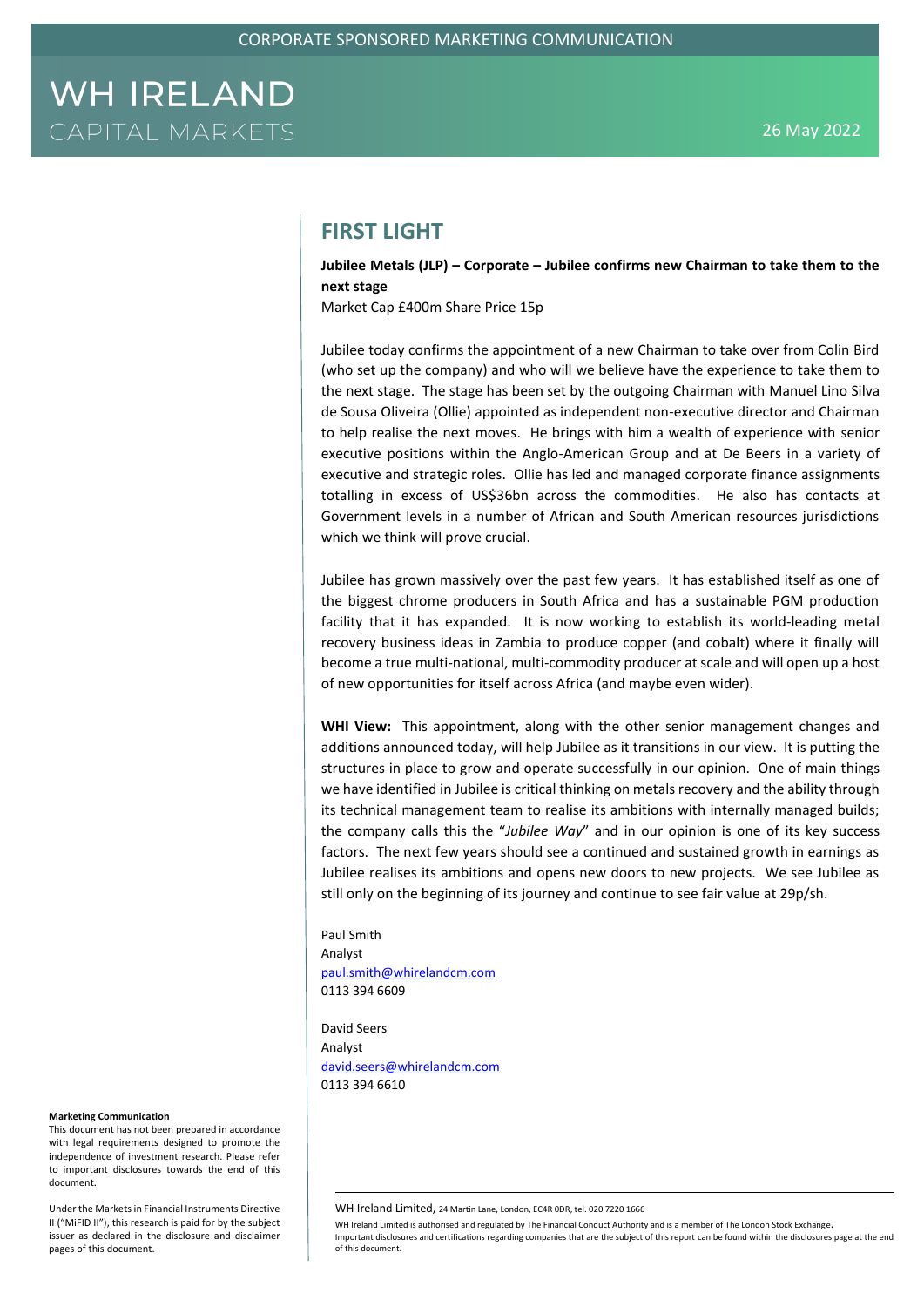CORPORATE SPONSORED MARKETING COMMUNICATION

WH IRELAND
CAPITAL MARKETS

26 May 2022

# FIRST LIGHT

**Jubilee Metals (JLP) – Corporate – Jubilee confirms new Chairman to take them to the next stage**

Market Cap £400m Share Price 15p

Jubilee today confirms the appointment of a new Chairman to take over from Colin Bird (who set up the company) and who will we believe have the experience to take them to the next stage. The stage has been set by the outgoing Chairman with Manuel Lino Silva de Sousa Oliveira (Ollie) appointed as independent non-executive director and Chairman to help realise the next moves. He brings with him a wealth of experience with senior executive positions within the Anglo-American Group and at De Beers in a variety of executive and strategic roles. Ollie has led and managed corporate finance assignments totalling in excess of US$36bn across the commodities. He also has contacts at Government levels in a number of African and South American resources jurisdictions which we think will prove crucial.

Jubilee has grown massively over the past few years. It has established itself as one of the biggest chrome producers in South Africa and has a sustainable PGM production facility that it has expanded. It is now working to establish its world-leading metal recovery business ideas in Zambia to produce copper (and cobalt) where it finally will become a true multi-national, multi-commodity producer at scale and will open up a host of new opportunities for itself across Africa (and maybe even wider).

**WHI View:** This appointment, along with the other senior management changes and additions announced today, will help Jubilee as it transitions in our view. It is putting the structures in place to grow and operate successfully in our opinion. One of main things we have identified in Jubilee is critical thinking on metals recovery and the ability through its technical management team to realise its ambitions with internally managed builds; the company calls this the "*Jubilee Way*" and in our opinion is one of its key success factors. The next few years should see a continued and sustained growth in earnings as Jubilee realises its ambitions and opens new doors to new projects. We see Jubilee as still only on the beginning of its journey and continue to see fair value at 29p/sh.

Paul Smith
Analyst
paul.smith@whirelandcm.com
0113 394 6609

David Seers
Analyst
david.seers@whirelandcm.com
0113 394 6610

**Marketing Communication**

This document has not been prepared in accordance with legal requirements designed to promote the independence of investment research. Please refer to important disclosures towards the end of this document.

Under the Markets in Financial Instruments Directive II ("MiFID II"), this research is paid for by the subject issuer as declared in the disclosure and disclaimer pages of this document.

WH Ireland Limited, 24 Martin Lane, London, EC4R 0DR, tel. 020 7220 1666

WH Ireland Limited is authorised and regulated by The Financial Conduct Authority and is a member of The London Stock Exchange.
Important disclosures and certifications regarding companies that are the subject of this report can be found within the disclosures page at the end of this document.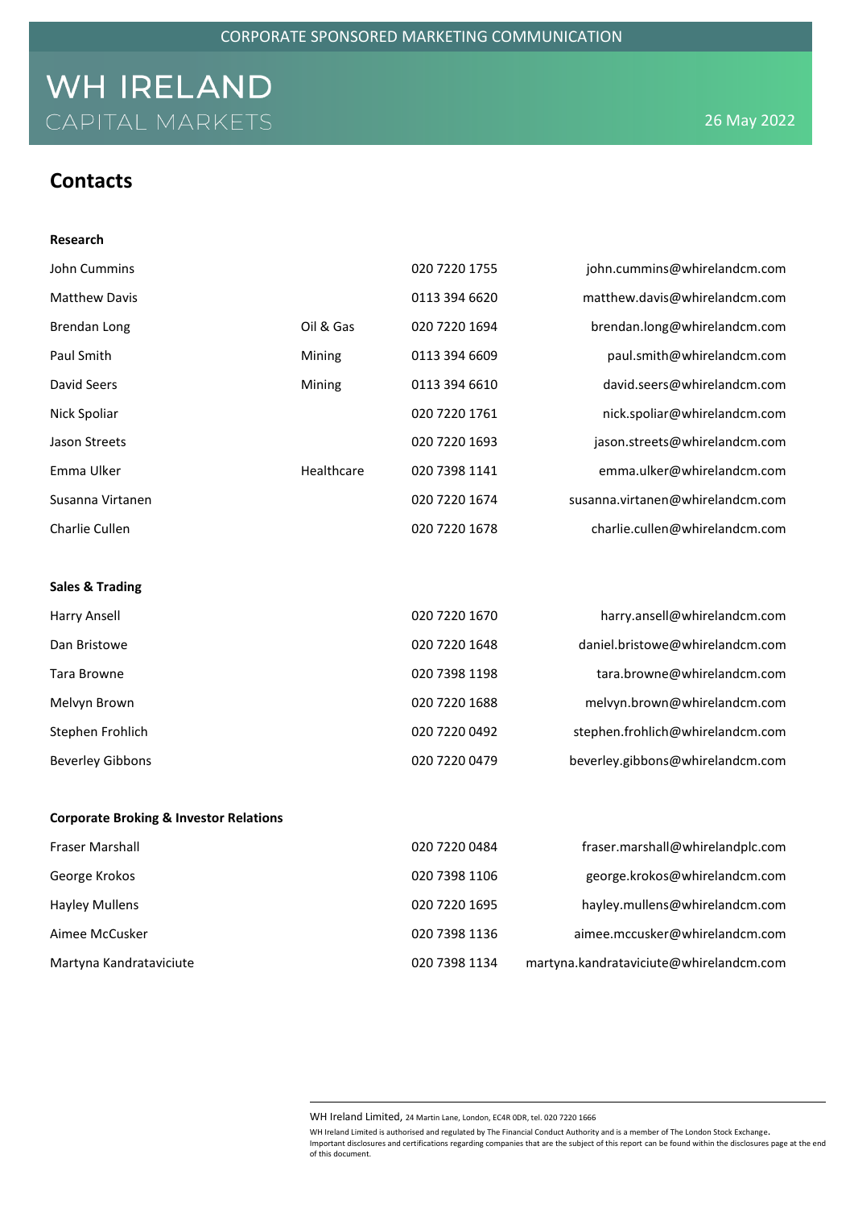# Contacts

### Research

| | | | |
|---|---|---|---|
| John Cummins | | 020 7220 1755 | john.cummins@whirelandcm.com |
| Matthew Davis | | 0113 394 6620 | matthew.davis@whirelandcm.com |
| Brendan Long | Oil & Gas | 020 7220 1694 | brendan.long@whirelandcm.com |
| Paul Smith | Mining | 0113 394 6609 | paul.smith@whirelandcm.com |
| David Seers | Mining | 0113 394 6610 | david.seers@whirelandcm.com |
| Nick Spoliar | | 020 7220 1761 | nick.spoliar@whirelandcm.com |
| Jason Streets | | 020 7220 1693 | jason.streets@whirelandcm.com |
| Emma Ulker | Healthcare | 020 7398 1141 | emma.ulker@whirelandcm.com |
| Susanna Virtanen | | 020 7220 1674 | susanna.virtanen@whirelandcm.com |
| Charlie Cullen | | 020 7220 1678 | charlie.cullen@whirelandcm.com |

### Sales & Trading

| | | |
|---|---|---|
| Harry Ansell | 020 7220 1670 | harry.ansell@whirelandcm.com |
| Dan Bristowe | 020 7220 1648 | daniel.bristowe@whirelandcm.com |
| Tara Browne | 020 7398 1198 | tara.browne@whirelandcm.com |
| Melvyn Brown | 020 7220 1688 | melvyn.brown@whirelandcm.com |
| Stephen Frohlich | 020 7220 0492 | stephen.frohlich@whirelandcm.com |
| Beverley Gibbons | 020 7220 0479 | beverley.gibbons@whirelandcm.com |

### Corporate Broking & Investor Relations

| | | |
|---|---|---|
| Fraser Marshall | 020 7220 0484 | fraser.marshall@whirelandplc.com |
| George Krokos | 020 7398 1106 | george.krokos@whirelandcm.com |
| Hayley Mullens | 020 7220 1695 | hayley.mullens@whirelandcm.com |
| Aimee McCusker | 020 7398 1136 | aimee.mccusker@whirelandcm.com |
| Martyna Kandrataviciute | 020 7398 1134 | martyna.kandrataviciute@whirelandcm.com |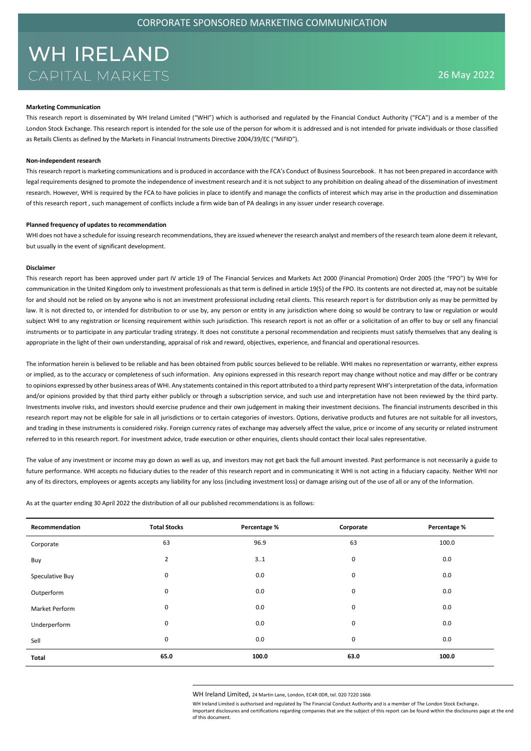CORPORATE SPONSORED MARKETING COMMUNICATION

# WH IRELAND
CAPITAL MARKETS

26 May 2022

**Marketing Communication**

This research report is disseminated by WH Ireland Limited ("WHI") which is authorised and regulated by the Financial Conduct Authority ("FCA") and is a member of the London Stock Exchange. This research report is intended for the sole use of the person for whom it is addressed and is not intended for private individuals or those classified as Retails Clients as defined by the Markets in Financial Instruments Directive 2004/39/EC ("MiFID").

**Non-independent research**

This research report is marketing communications and is produced in accordance with the FCA's Conduct of Business Sourcebook. It has not been prepared in accordance with legal requirements designed to promote the independence of investment research and it is not subject to any prohibition on dealing ahead of the dissemination of investment research. However, WHI is required by the FCA to have policies in place to identify and manage the conflicts of interest which may arise in the production and dissemination of this research report , such management of conflicts include a firm wide ban of PA dealings in any issuer under research coverage.

**Planned frequency of updates to recommendation**

WHI does not have a schedule for issuing research recommendations, they are issued whenever the research analyst and members of the research team alone deem it relevant, but usually in the event of significant development.

**Disclaimer**

This research report has been approved under part IV article 19 of The Financial Services and Markets Act 2000 (Financial Promotion) Order 2005 (the "FPO") by WHI for communication in the United Kingdom only to investment professionals as that term is defined in article 19(5) of the FPO. Its contents are not directed at, may not be suitable for and should not be relied on by anyone who is not an investment professional including retail clients. This research report is for distribution only as may be permitted by law. It is not directed to, or intended for distribution to or use by, any person or entity in any jurisdiction where doing so would be contrary to law or regulation or would subject WHI to any registration or licensing requirement within such jurisdiction. This research report is not an offer or a solicitation of an offer to buy or sell any financial instruments or to participate in any particular trading strategy. It does not constitute a personal recommendation and recipients must satisfy themselves that any dealing is appropriate in the light of their own understanding, appraisal of risk and reward, objectives, experience, and financial and operational resources.

The information herein is believed to be reliable and has been obtained from public sources believed to be reliable. WHI makes no representation or warranty, either express or implied, as to the accuracy or completeness of such information. Any opinions expressed in this research report may change without notice and may differ or be contrary to opinions expressed by other business areas of WHI. Any statements contained in this report attributed to a third party represent WHI's interpretation of the data, information and/or opinions provided by that third party either publicly or through a subscription service, and such use and interpretation have not been reviewed by the third party. Investments involve risks, and investors should exercise prudence and their own judgement in making their investment decisions. The financial instruments described in this research report may not be eligible for sale in all jurisdictions or to certain categories of investors. Options, derivative products and futures are not suitable for all investors, and trading in these instruments is considered risky. Foreign currency rates of exchange may adversely affect the value, price or income of any security or related instrument referred to in this research report. For investment advice, trade execution or other enquiries, clients should contact their local sales representative.

The value of any investment or income may go down as well as up, and investors may not get back the full amount invested. Past performance is not necessarily a guide to future performance. WHI accepts no fiduciary duties to the reader of this research report and in communicating it WHI is not acting in a fiduciary capacity. Neither WHI nor any of its directors, employees or agents accepts any liability for any loss (including investment loss) or damage arising out of the use of all or any of the Information.

As at the quarter ending 30 April 2022 the distribution of all our published recommendations is as follows:

| Recommendation | Total Stocks | Percentage % | Corporate | Percentage % |
|---|---|---|---|---|
| Corporate | 63 | 96.9 | 63 | 100.0 |
| Buy | 2 | 3..1 | 0 | 0.0 |
| Speculative Buy | 0 | 0.0 | 0 | 0.0 |
| Outperform | 0 | 0.0 | 0 | 0.0 |
| Market Perform | 0 | 0.0 | 0 | 0.0 |
| Underperform | 0 | 0.0 | 0 | 0.0 |
| Sell | 0 | 0.0 | 0 | 0.0 |
| **Total** | **65.0** | **100.0** | **63.0** | **100.0** |

WH Ireland Limited, 24 Martin Lane, London, EC4R 0DR, tel. 020 7220 1666

WH Ireland Limited is authorised and regulated by The Financial Conduct Authority and is a member of The London Stock Exchange.
Important disclosures and certifications regarding companies that are the subject of this report can be found within the disclosures page at the end of this document.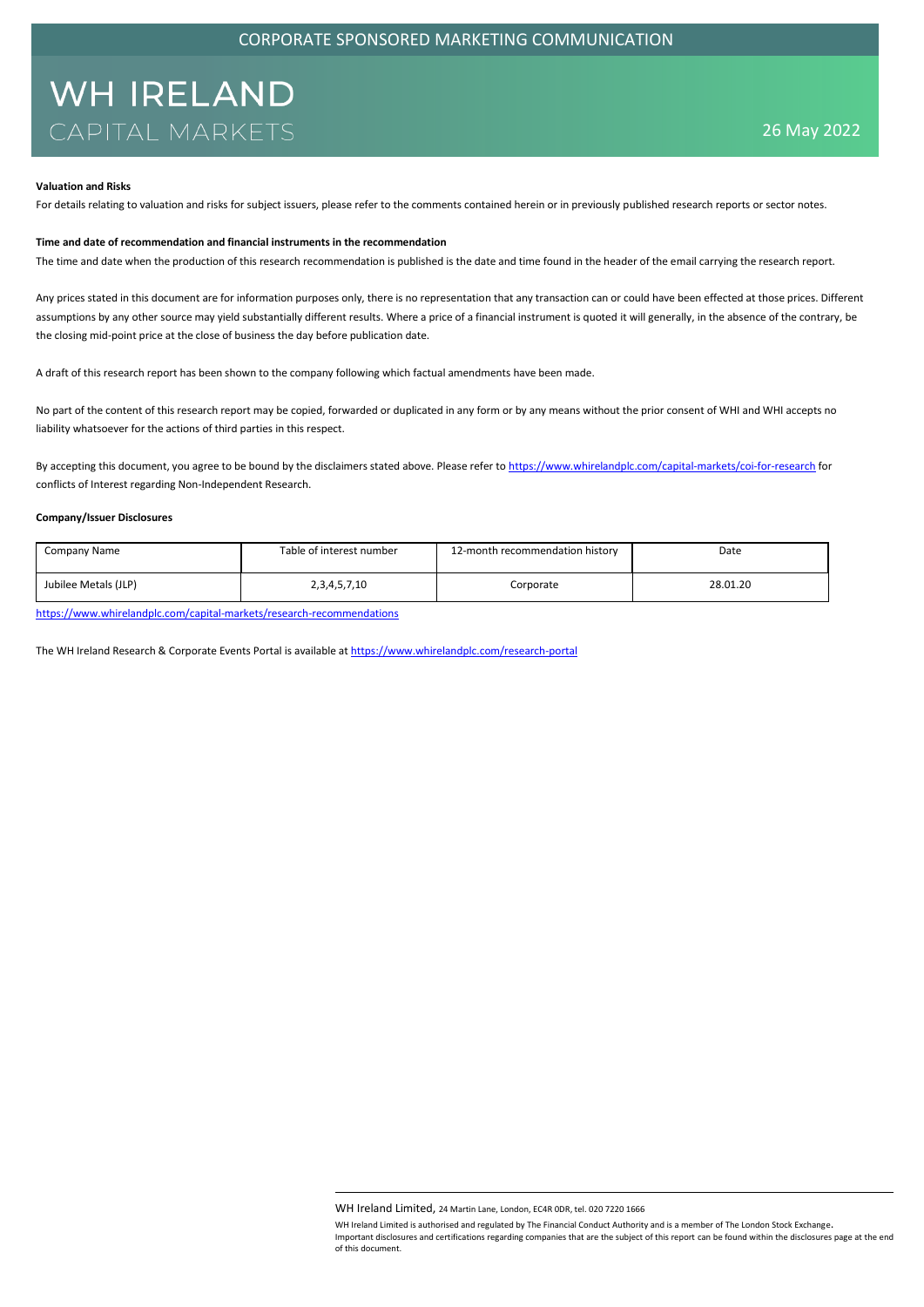**Valuation and Risks**

For details relating to valuation and risks for subject issuers, please refer to the comments contained herein or in previously published research reports or sector notes.

**Time and date of recommendation and financial instruments in the recommendation**

The time and date when the production of this research recommendation is published is the date and time found in the header of the email carrying the research report.

Any prices stated in this document are for information purposes only, there is no representation that any transaction can or could have been effected at those prices. Different assumptions by any other source may yield substantially different results. Where a price of a financial instrument is quoted it will generally, in the absence of the contrary, be the closing mid-point price at the close of business the day before publication date.

A draft of this research report has been shown to the company following which factual amendments have been made.

No part of the content of this research report may be copied, forwarded or duplicated in any form or by any means without the prior consent of WHI and WHI accepts no liability whatsoever for the actions of third parties in this respect.

By accepting this document, you agree to be bound by the disclaimers stated above. Please refer to https://www.whirelandplc.com/capital-markets/coi-for-research for conflicts of Interest regarding Non-Independent Research.

**Company/Issuer Disclosures**

| Company Name | Table of interest number | 12-month recommendation history | Date |
|---|---|---|---|
| Jubilee Metals (JLP) | 2,3,4,5,7,10 | Corporate | 28.01.20 |

https://www.whirelandplc.com/capital-markets/research-recommendations

The WH Ireland Research & Corporate Events Portal is available at https://www.whirelandplc.com/research-portal

WH Ireland Limited, 24 Martin Lane, London, EC4R 0DR, tel. 020 7220 1666

WH Ireland Limited is authorised and regulated by The Financial Conduct Authority and is a member of The London Stock Exchange.
Important disclosures and certifications regarding companies that are the subject of this report can be found within the disclosures page at the end of this document.